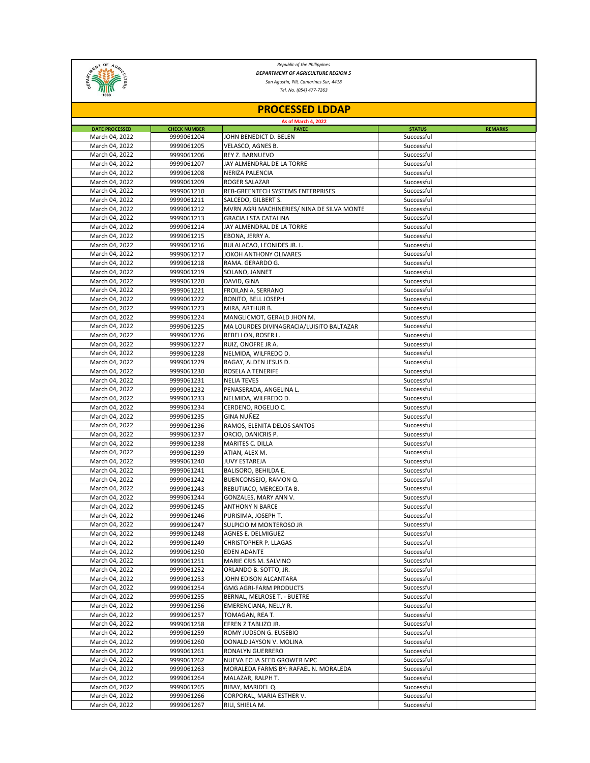*Republic of the Philippines*

***DEPARTMENT OF AGRICULTURE REGION 5***

*San Agustin, Pili, Camarines Sur, 4418*

*Tel. No. (054) 477-7263*

# PROCESSED LDDAP

**As of March 4, 2022**

| DATE PROCESSED | CHECK NUMBER | PAYEE | STATUS | REMARKS |
|---|---|---|---|---|
| March 04, 2022 | 9999061204 | JOHN BENEDICT D. BELEN | Successful | |
| March 04, 2022 | 9999061205 | VELASCO, AGNES B. | Successful | |
| March 04, 2022 | 9999061206 | REY Z. BARNUEVO | Successful | |
| March 04, 2022 | 9999061207 | JAY ALMENDRAL DE LA TORRE | Successful | |
| March 04, 2022 | 9999061208 | NERIZA PALENCIA | Successful | |
| March 04, 2022 | 9999061209 | ROGER SALAZAR | Successful | |
| March 04, 2022 | 9999061210 | REB-GREENTECH SYSTEMS ENTERPRISES | Successful | |
| March 04, 2022 | 9999061211 | SALCEDO, GILBERT S. | Successful | |
| March 04, 2022 | 9999061212 | MVRN AGRI MACHINERIES/ NINA DE SILVA MONTE | Successful | |
| March 04, 2022 | 9999061213 | GRACIA I STA CATALINA | Successful | |
| March 04, 2022 | 9999061214 | JAY ALMENDRAL DE LA TORRE | Successful | |
| March 04, 2022 | 9999061215 | EBONA, JERRY A. | Successful | |
| March 04, 2022 | 9999061216 | BULALACAO, LEONIDES JR. L. | Successful | |
| March 04, 2022 | 9999061217 | JOKOH ANTHONY OLIVARES | Successful | |
| March 04, 2022 | 9999061218 | RAMA. GERARDO G. | Successful | |
| March 04, 2022 | 9999061219 | SOLANO, JANNET | Successful | |
| March 04, 2022 | 9999061220 | DAVID, GINA | Successful | |
| March 04, 2022 | 9999061221 | FROILAN A. SERRANO | Successful | |
| March 04, 2022 | 9999061222 | BONITO, BELL JOSEPH | Successful | |
| March 04, 2022 | 9999061223 | MIRA, ARTHUR B. | Successful | |
| March 04, 2022 | 9999061224 | MANGLICMOT, GERALD JHON M. | Successful | |
| March 04, 2022 | 9999061225 | MA LOURDES DIVINAGRACIA/LUISITO BALTAZAR | Successful | |
| March 04, 2022 | 9999061226 | REBELLON, ROSER L. | Successful | |
| March 04, 2022 | 9999061227 | RUIZ, ONOFRE JR A. | Successful | |
| March 04, 2022 | 9999061228 | NELMIDA, WILFREDO D. | Successful | |
| March 04, 2022 | 9999061229 | RAGAY, ALDEN JESUS D. | Successful | |
| March 04, 2022 | 9999061230 | ROSELA A TENERIFE | Successful | |
| March 04, 2022 | 9999061231 | NELIA TEVES | Successful | |
| March 04, 2022 | 9999061232 | PENASERADA, ANGELINA L. | Successful | |
| March 04, 2022 | 9999061233 | NELMIDA, WILFREDO D. | Successful | |
| March 04, 2022 | 9999061234 | CERDENO, ROGELIO C. | Successful | |
| March 04, 2022 | 9999061235 | GINA NUÑEZ | Successful | |
| March 04, 2022 | 9999061236 | RAMOS, ELENITA DELOS SANTOS | Successful | |
| March 04, 2022 | 9999061237 | ORCIO, DANICRIS P. | Successful | |
| March 04, 2022 | 9999061238 | MARITES C. DILLA | Successful | |
| March 04, 2022 | 9999061239 | ATIAN, ALEX M. | Successful | |
| March 04, 2022 | 9999061240 | JUVY ESTAREJA | Successful | |
| March 04, 2022 | 9999061241 | BALISORO, BEHILDA E. | Successful | |
| March 04, 2022 | 9999061242 | BUENCONSEJO, RAMON Q. | Successful | |
| March 04, 2022 | 9999061243 | REBUTIACO, MERCEDITA B. | Successful | |
| March 04, 2022 | 9999061244 | GONZALES, MARY ANN V. | Successful | |
| March 04, 2022 | 9999061245 | ANTHONY N BARCE | Successful | |
| March 04, 2022 | 9999061246 | PURISIMA, JOSEPH T. | Successful | |
| March 04, 2022 | 9999061247 | SULPICIO M MONTEROSO JR | Successful | |
| March 04, 2022 | 9999061248 | AGNES E. DELMIGUEZ | Successful | |
| March 04, 2022 | 9999061249 | CHRISTOPHER P. LLAGAS | Successful | |
| March 04, 2022 | 9999061250 | EDEN ADANTE | Successful | |
| March 04, 2022 | 9999061251 | MARIE CRIS M. SALVINO | Successful | |
| March 04, 2022 | 9999061252 | ORLANDO B. SOTTO, JR. | Successful | |
| March 04, 2022 | 9999061253 | JOHN EDISON ALCANTARA | Successful | |
| March 04, 2022 | 9999061254 | GMG AGRI-FARM PRODUCTS | Successful | |
| March 04, 2022 | 9999061255 | BERNAL, MELROSE T. - BUETRE | Successful | |
| March 04, 2022 | 9999061256 | EMERENCIANA, NELLY R. | Successful | |
| March 04, 2022 | 9999061257 | TOMAGAN, REA T. | Successful | |
| March 04, 2022 | 9999061258 | EFREN Z TABLIZO JR. | Successful | |
| March 04, 2022 | 9999061259 | ROMY JUDSON G. EUSEBIO | Successful | |
| March 04, 2022 | 9999061260 | DONALD JAYSON V. MOLINA | Successful | |
| March 04, 2022 | 9999061261 | RONALYN GUERRERO | Successful | |
| March 04, 2022 | 9999061262 | NUEVA ECIJA SEED GROWER MPC | Successful | |
| March 04, 2022 | 9999061263 | MORALEDA FARMS BY: RAFAEL N. MORALEDA | Successful | |
| March 04, 2022 | 9999061264 | MALAZAR, RALPH T. | Successful | |
| March 04, 2022 | 9999061265 | BIBAY, MARIDEL Q. | Successful | |
| March 04, 2022 | 9999061266 | CORPORAL, MARIA ESTHER V. | Successful | |
| March 04, 2022 | 9999061267 | RILI, SHIELA M. | Successful | |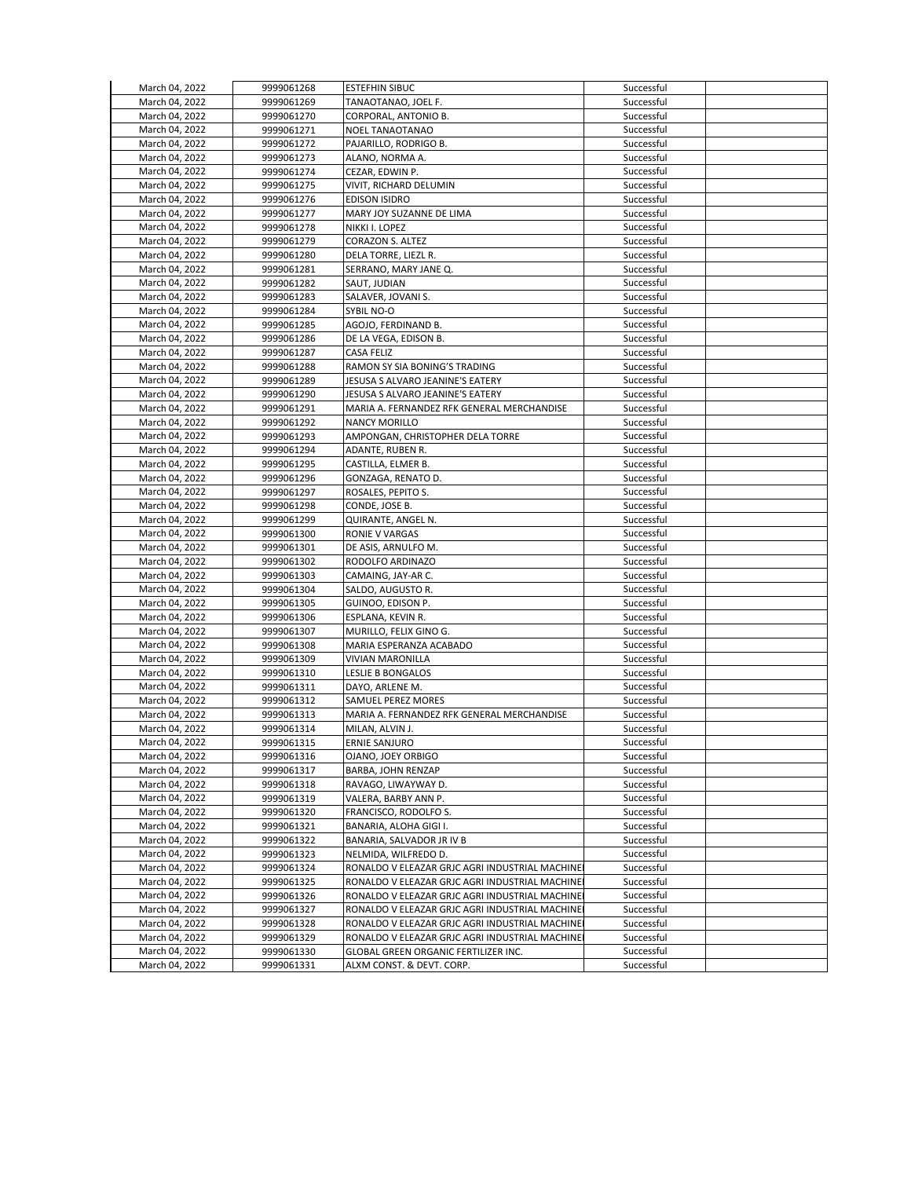| | | | | |
|---|---|---|---|---|
| March 04, 2022 | 9999061268 | ESTEFHIN SIBUC | Successful | |
| March 04, 2022 | 9999061269 | TANAOTANAO, JOEL F. | Successful | |
| March 04, 2022 | 9999061270 | CORPORAL, ANTONIO B. | Successful | |
| March 04, 2022 | 9999061271 | NOEL TANAOTANAO | Successful | |
| March 04, 2022 | 9999061272 | PAJARILLO, RODRIGO B. | Successful | |
| March 04, 2022 | 9999061273 | ALANO, NORMA A. | Successful | |
| March 04, 2022 | 9999061274 | CEZAR, EDWIN P. | Successful | |
| March 04, 2022 | 9999061275 | VIVIT, RICHARD DELUMIN | Successful | |
| March 04, 2022 | 9999061276 | EDISON ISIDRO | Successful | |
| March 04, 2022 | 9999061277 | MARY JOY SUZANNE DE LIMA | Successful | |
| March 04, 2022 | 9999061278 | NIKKI I. LOPEZ | Successful | |
| March 04, 2022 | 9999061279 | CORAZON S. ALTEZ | Successful | |
| March 04, 2022 | 9999061280 | DELA TORRE, LIEZL R. | Successful | |
| March 04, 2022 | 9999061281 | SERRANO, MARY JANE Q. | Successful | |
| March 04, 2022 | 9999061282 | SAUT, JUDIAN | Successful | |
| March 04, 2022 | 9999061283 | SALAVER, JOVANI S. | Successful | |
| March 04, 2022 | 9999061284 | SYBIL NO-O | Successful | |
| March 04, 2022 | 9999061285 | AGOJO, FERDINAND B. | Successful | |
| March 04, 2022 | 9999061286 | DE LA VEGA, EDISON B. | Successful | |
| March 04, 2022 | 9999061287 | CASA FELIZ | Successful | |
| March 04, 2022 | 9999061288 | RAMON SY SIA BONING'S TRADING | Successful | |
| March 04, 2022 | 9999061289 | JESUSA S ALVARO JEANINE'S EATERY | Successful | |
| March 04, 2022 | 9999061290 | JESUSA S ALVARO JEANINE'S EATERY | Successful | |
| March 04, 2022 | 9999061291 | MARIA A. FERNANDEZ RFK GENERAL MERCHANDISE | Successful | |
| March 04, 2022 | 9999061292 | NANCY MORILLO | Successful | |
| March 04, 2022 | 9999061293 | AMPONGAN, CHRISTOPHER DELA TORRE | Successful | |
| March 04, 2022 | 9999061294 | ADANTE, RUBEN R. | Successful | |
| March 04, 2022 | 9999061295 | CASTILLA, ELMER B. | Successful | |
| March 04, 2022 | 9999061296 | GONZAGA, RENATO D. | Successful | |
| March 04, 2022 | 9999061297 | ROSALES, PEPITO S. | Successful | |
| March 04, 2022 | 9999061298 | CONDE, JOSE B. | Successful | |
| March 04, 2022 | 9999061299 | QUIRANTE, ANGEL N. | Successful | |
| March 04, 2022 | 9999061300 | RONIE V VARGAS | Successful | |
| March 04, 2022 | 9999061301 | DE ASIS, ARNULFO M. | Successful | |
| March 04, 2022 | 9999061302 | RODOLFO ARDINAZO | Successful | |
| March 04, 2022 | 9999061303 | CAMAING, JAY-AR C. | Successful | |
| March 04, 2022 | 9999061304 | SALDO, AUGUSTO R. | Successful | |
| March 04, 2022 | 9999061305 | GUINOO, EDISON P. | Successful | |
| March 04, 2022 | 9999061306 | ESPLANA, KEVIN R. | Successful | |
| March 04, 2022 | 9999061307 | MURILLO, FELIX GINO G. | Successful | |
| March 04, 2022 | 9999061308 | MARIA ESPERANZA ACABADO | Successful | |
| March 04, 2022 | 9999061309 | VIVIAN MARONILLA | Successful | |
| March 04, 2022 | 9999061310 | LESLIE B BONGALOS | Successful | |
| March 04, 2022 | 9999061311 | DAYO, ARLENE M. | Successful | |
| March 04, 2022 | 9999061312 | SAMUEL PEREZ MORES | Successful | |
| March 04, 2022 | 9999061313 | MARIA A. FERNANDEZ RFK GENERAL MERCHANDISE | Successful | |
| March 04, 2022 | 9999061314 | MILAN, ALVIN J. | Successful | |
| March 04, 2022 | 9999061315 | ERNIE SANJURO | Successful | |
| March 04, 2022 | 9999061316 | OJANO, JOEY ORBIGO | Successful | |
| March 04, 2022 | 9999061317 | BARBA, JOHN RENZAP | Successful | |
| March 04, 2022 | 9999061318 | RAVAGO, LIWAYWAY D. | Successful | |
| March 04, 2022 | 9999061319 | VALERA, BARBY ANN P. | Successful | |
| March 04, 2022 | 9999061320 | FRANCISCO, RODOLFO S. | Successful | |
| March 04, 2022 | 9999061321 | BANARIA, ALOHA GIGI I. | Successful | |
| March 04, 2022 | 9999061322 | BANARIA, SALVADOR JR IV B | Successful | |
| March 04, 2022 | 9999061323 | NELMIDA, WILFREDO D. | Successful | |
| March 04, 2022 | 9999061324 | RONALDO V ELEAZAR GRJC AGRI INDUSTRIAL MACHINE | Successful | |
| March 04, 2022 | 9999061325 | RONALDO V ELEAZAR GRJC AGRI INDUSTRIAL MACHINE | Successful | |
| March 04, 2022 | 9999061326 | RONALDO V ELEAZAR GRJC AGRI INDUSTRIAL MACHINE | Successful | |
| March 04, 2022 | 9999061327 | RONALDO V ELEAZAR GRJC AGRI INDUSTRIAL MACHINE | Successful | |
| March 04, 2022 | 9999061328 | RONALDO V ELEAZAR GRJC AGRI INDUSTRIAL MACHINE | Successful | |
| March 04, 2022 | 9999061329 | RONALDO V ELEAZAR GRJC AGRI INDUSTRIAL MACHINE | Successful | |
| March 04, 2022 | 9999061330 | GLOBAL GREEN ORGANIC FERTILIZER INC. | Successful | |
| March 04, 2022 | 9999061331 | ALXM CONST. & DEVT. CORP. | Successful | |